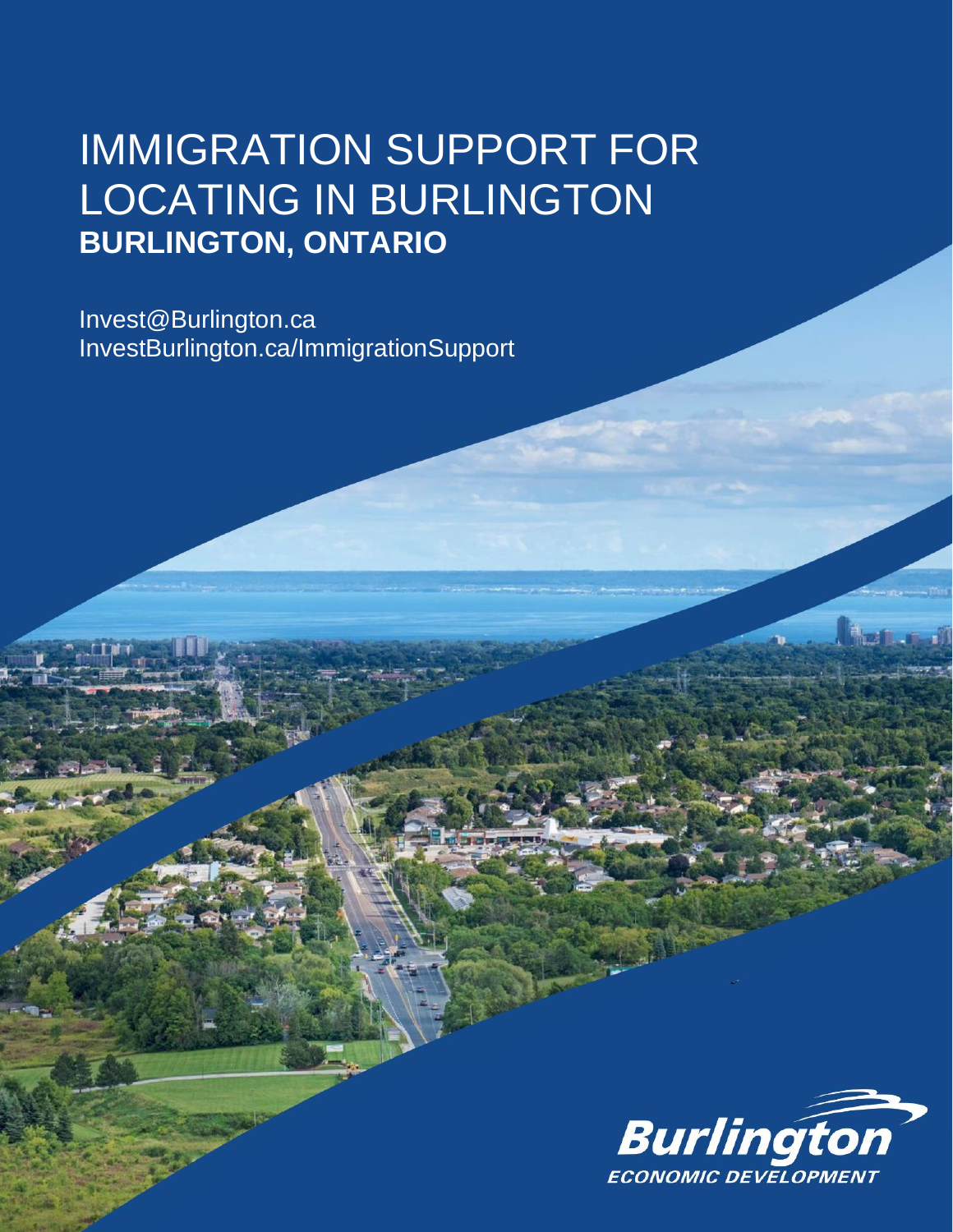# IMMIGRATION SUPPORT FOR LOCATING IN BURLINGTON

## BURLINGTON, ONTARIO

Invest@Burlington.ca
InvestBurlington.ca/ImmigrationSupport

Burlington
ECONOMIC DEVELOPMENT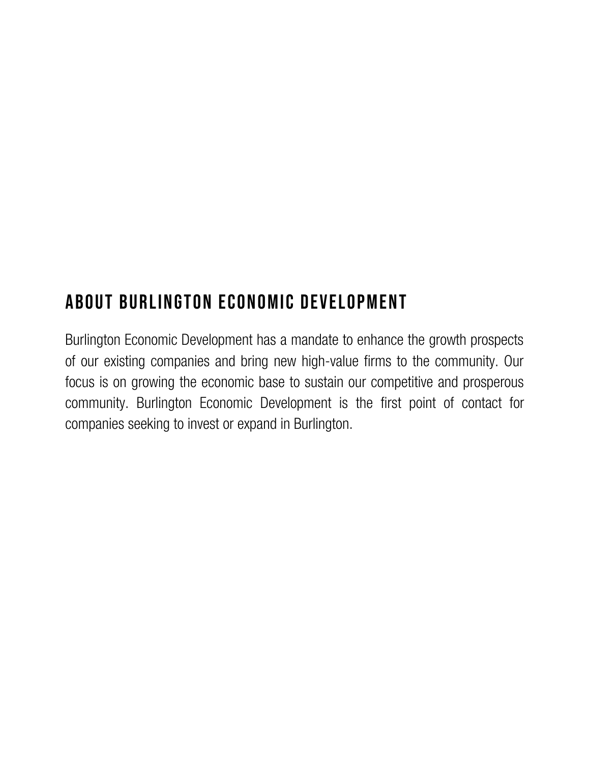## ABOUT BURLINGTON ECONOMIC DEVELOPMENT

Burlington Economic Development has a mandate to enhance the growth prospects of our existing companies and bring new high-value firms to the community. Our focus is on growing the economic base to sustain our competitive and prosperous community. Burlington Economic Development is the first point of contact for companies seeking to invest or expand in Burlington.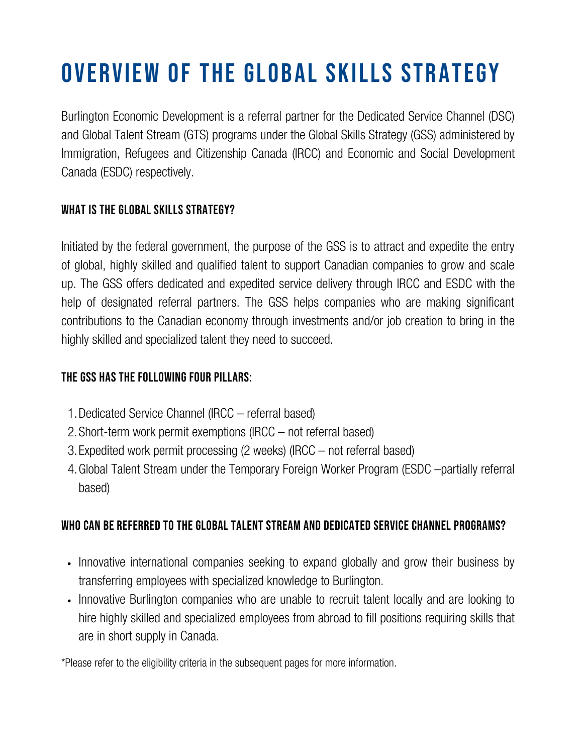# OVERVIEW OF THE GLOBAL SKILLS STRATEGY

Burlington Economic Development is a referral partner for the Dedicated Service Channel (DSC) and Global Talent Stream (GTS) programs under the Global Skills Strategy (GSS) administered by Immigration, Refugees and Citizenship Canada (IRCC) and Economic and Social Development Canada (ESDC) respectively.

## WHAT IS THE GLOBAL SKILLS STRATEGY?

Initiated by the federal government, the purpose of the GSS is to attract and expedite the entry of global, highly skilled and qualified talent to support Canadian companies to grow and scale up. The GSS offers dedicated and expedited service delivery through IRCC and ESDC with the help of designated referral partners. The GSS helps companies who are making significant contributions to the Canadian economy through investments and/or job creation to bring in the highly skilled and specialized talent they need to succeed.

## THE GSS HAS THE FOLLOWING FOUR PILLARS:

1. Dedicated Service Channel (IRCC – referral based)
2. Short-term work permit exemptions (IRCC – not referral based)
3. Expedited work permit processing (2 weeks) (IRCC – not referral based)
4. Global Talent Stream under the Temporary Foreign Worker Program (ESDC –partially referral based)

## WHO CAN BE REFERRED TO THE GLOBAL TALENT STREAM AND DEDICATED SERVICE CHANNEL PROGRAMS?

- Innovative international companies seeking to expand globally and grow their business by transferring employees with specialized knowledge to Burlington.
- Innovative Burlington companies who are unable to recruit talent locally and are looking to hire highly skilled and specialized employees from abroad to fill positions requiring skills that are in short supply in Canada.

*Please refer to the eligibility criteria in the subsequent pages for more information.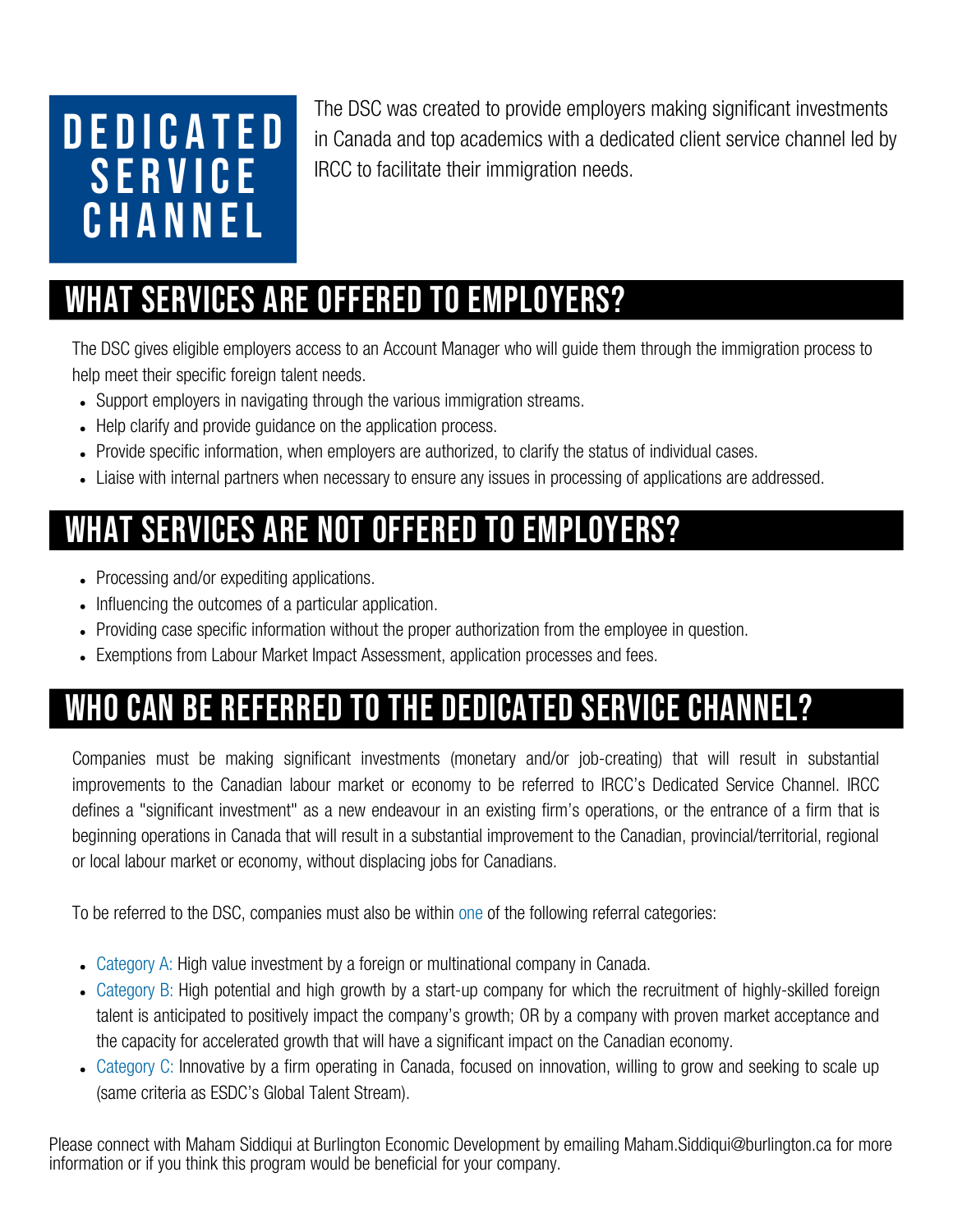# DEDICATED SERVICE CHANNEL

The DSC was created to provide employers making significant investments in Canada and top academics with a dedicated client service channel led by IRCC to facilitate their immigration needs.

## WHAT SERVICES ARE OFFERED TO EMPLOYERS?

The DSC gives eligible employers access to an Account Manager who will guide them through the immigration process to help meet their specific foreign talent needs.

- Support employers in navigating through the various immigration streams.
- Help clarify and provide guidance on the application process.
- Provide specific information, when employers are authorized, to clarify the status of individual cases.
- Liaise with internal partners when necessary to ensure any issues in processing of applications are addressed.

## WHAT SERVICES ARE NOT OFFERED TO EMPLOYERS?

- Processing and/or expediting applications.
- Influencing the outcomes of a particular application.
- Providing case specific information without the proper authorization from the employee in question.
- Exemptions from Labour Market Impact Assessment, application processes and fees.

## WHO CAN BE REFERRED TO THE DEDICATED SERVICE CHANNEL?

Companies must be making significant investments (monetary and/or job-creating) that will result in substantial improvements to the Canadian labour market or economy to be referred to IRCC's Dedicated Service Channel. IRCC defines a "significant investment" as a new endeavour in an existing firm's operations, or the entrance of a firm that is beginning operations in Canada that will result in a substantial improvement to the Canadian, provincial/territorial, regional or local labour market or economy, without displacing jobs for Canadians.

To be referred to the DSC, companies must also be within one of the following referral categories:

- Category A: High value investment by a foreign or multinational company in Canada.
- Category B: High potential and high growth by a start-up company for which the recruitment of highly-skilled foreign talent is anticipated to positively impact the company's growth; OR by a company with proven market acceptance and the capacity for accelerated growth that will have a significant impact on the Canadian economy.
- Category C: Innovative by a firm operating in Canada, focused on innovation, willing to grow and seeking to scale up (same criteria as ESDC's Global Talent Stream).

Please connect with Maham Siddiqui at Burlington Economic Development by emailing Maham.Siddiqui@burlington.ca for more information or if you think this program would be beneficial for your company.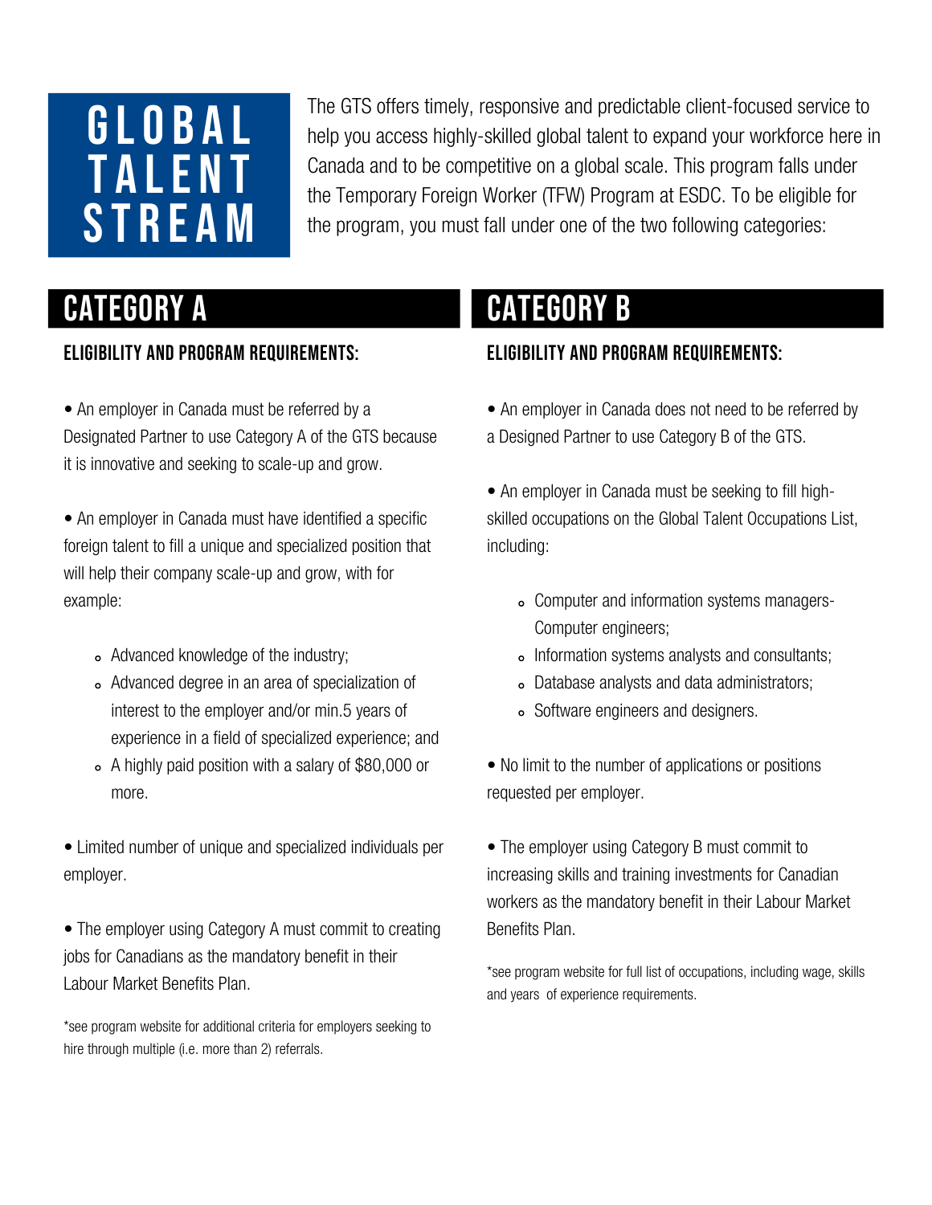# GLOBAL TALENT STREAM

The GTS offers timely, responsive and predictable client-focused service to help you access highly-skilled global talent to expand your workforce here in Canada and to be competitive on a global scale. This program falls under the Temporary Foreign Worker (TFW) Program at ESDC. To be eligible for the program, you must fall under one of the two following categories:

## CATEGORY A

### ELIGIBILITY AND PROGRAM REQUIREMENTS:

- An employer in Canada must be referred by a Designated Partner to use Category A of the GTS because it is innovative and seeking to scale-up and grow.
- An employer in Canada must have identified a specific foreign talent to fill a unique and specialized position that will help their company scale-up and grow, with for example:
  - Advanced knowledge of the industry;
  - Advanced degree in an area of specialization of interest to the employer and/or min.5 years of experience in a field of specialized experience; and
  - A highly paid position with a salary of $80,000 or more.
- Limited number of unique and specialized individuals per employer.
- The employer using Category A must commit to creating jobs for Canadians as the mandatory benefit in their Labour Market Benefits Plan.

*see program website for additional criteria for employers seeking to hire through multiple (i.e. more than 2) referrals.

## CATEGORY B

### ELIGIBILITY AND PROGRAM REQUIREMENTS:

- An employer in Canada does not need to be referred by a Designed Partner to use Category B of the GTS.
- An employer in Canada must be seeking to fill high-skilled occupations on the Global Talent Occupations List, including:
  - Computer and information systems managers-Computer engineers;
  - Information systems analysts and consultants;
  - Database analysts and data administrators;
  - Software engineers and designers.
- No limit to the number of applications or positions requested per employer.
- The employer using Category B must commit to increasing skills and training investments for Canadian workers as the mandatory benefit in their Labour Market Benefits Plan.

*see program website for full list of occupations, including wage, skills and years of experience requirements.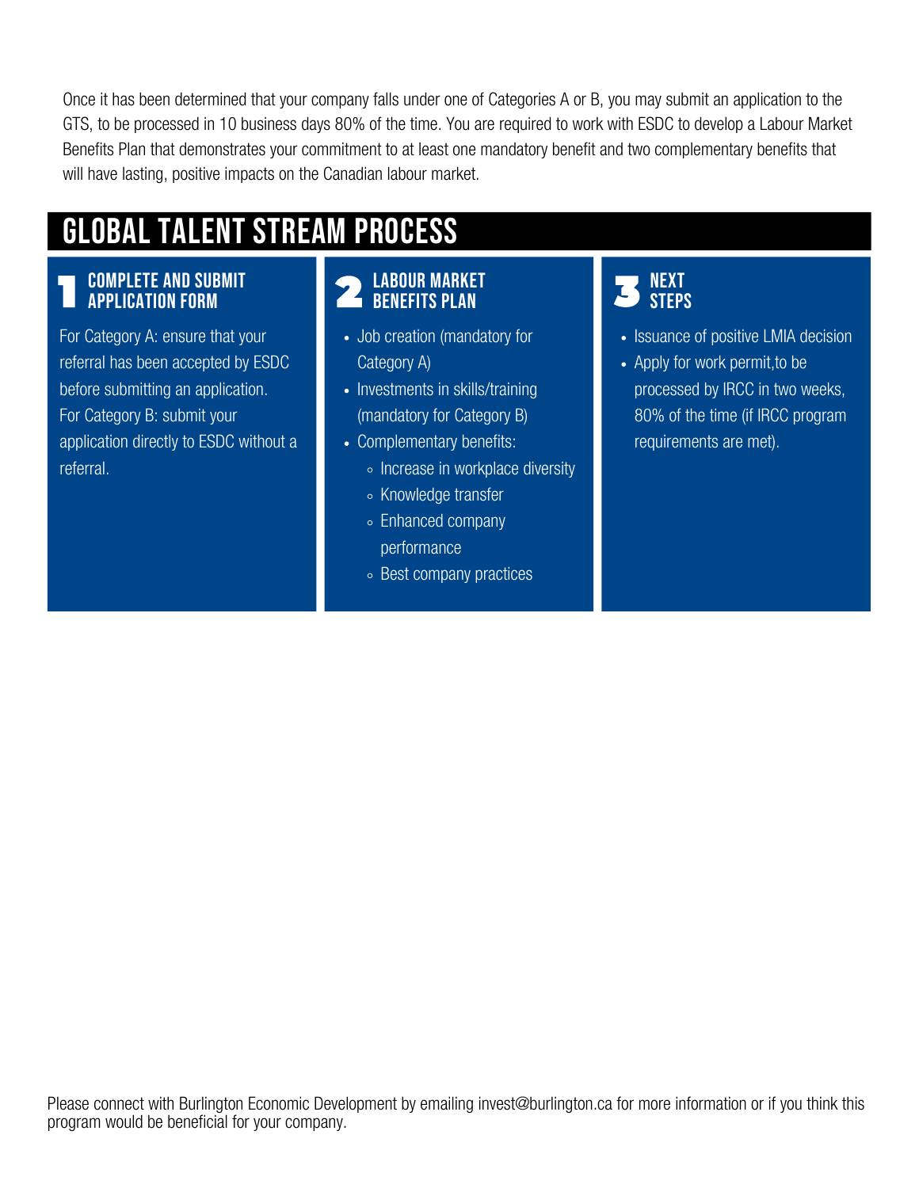Once it has been determined that your company falls under one of Categories A or B, you may submit an application to the GTS, to be processed in 10 business days 80% of the time. You are required to work with ESDC to develop a Labour Market Benefits Plan that demonstrates your commitment to at least one mandatory benefit and two complementary benefits that will have lasting, positive impacts on the Canadian labour market.

## GLOBAL TALENT STREAM PROCESS

### 1 COMPLETE AND SUBMIT APPLICATION FORM

For Category A: ensure that your referral has been accepted by ESDC before submitting an application. For Category B: submit your application directly to ESDC without a referral.

### 2 LABOUR MARKET BENEFITS PLAN

- Job creation (mandatory for Category A)
- Investments in skills/training (mandatory for Category B)
- Complementary benefits:
  - Increase in workplace diversity
  - Knowledge transfer
  - Enhanced company performance
  - Best company practices

### 3 NEXT STEPS

- Issuance of positive LMIA decision
- Apply for work permit,to be processed by IRCC in two weeks, 80% of the time (if IRCC program requirements are met).

Please connect with Burlington Economic Development by emailing invest@burlington.ca for more information or if you think this program would be beneficial for your company.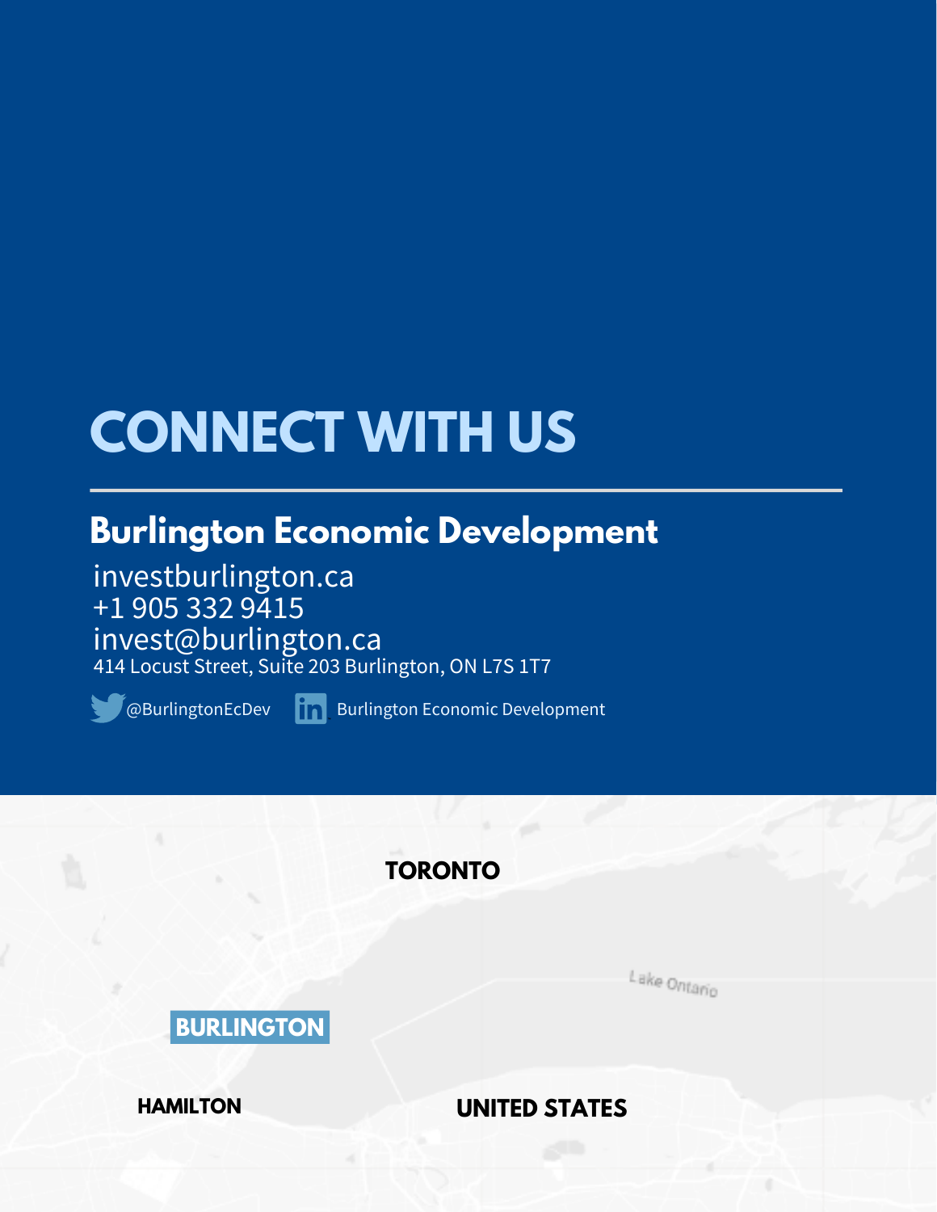# CONNECT WITH US

## Burlington Economic Development

investburlington.ca
+1 905 332 9415
invest@burlington.ca
414 Locust Street, Suite 203 Burlington, ON L7S 1T7

@BurlingtonEcDev

Burlington Economic Development

TORONTO

Lake Ontario

BURLINGTON

HAMILTON

UNITED STATES